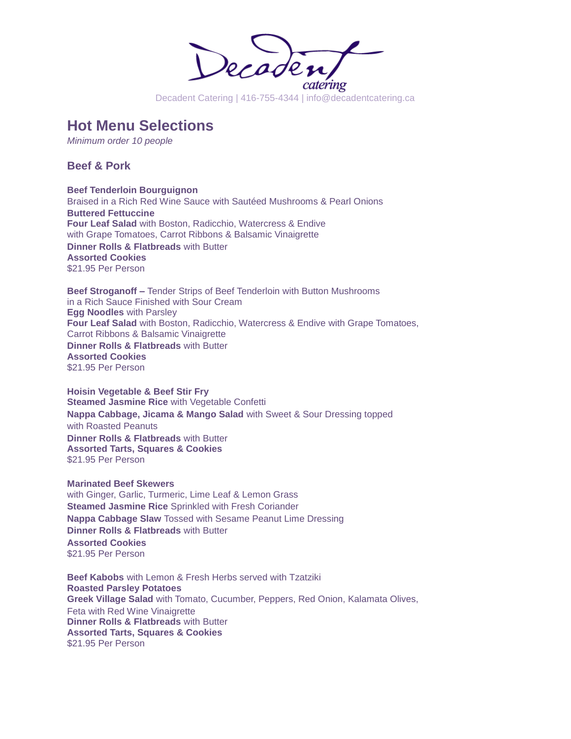Decadent catering

Decadent Catering | 416-755-4344 | info@decadentcatering.ca

# Hot Menu Selections

*Minimum order 10 people*

## Beef & Pork

**Beef Tenderloin Bourguignon**
Braised in a Rich Red Wine Sauce with Sautéed Mushrooms & Pearl Onions
**Buttered Fettuccine**
**Four Leaf Salad** with Boston, Radicchio, Watercress & Endive
with Grape Tomatoes, Carrot Ribbons & Balsamic Vinaigrette
**Dinner Rolls & Flatbreads** with Butter
**Assorted Cookies**
$21.95 Per Person

**Beef Stroganoff –** Tender Strips of Beef Tenderloin with Button Mushrooms
in a Rich Sauce Finished with Sour Cream
**Egg Noodles** with Parsley
**Four Leaf Salad** with Boston, Radicchio, Watercress & Endive with Grape Tomatoes,
Carrot Ribbons & Balsamic Vinaigrette
**Dinner Rolls & Flatbreads** with Butter
**Assorted Cookies**
$21.95 Per Person

**Hoisin Vegetable & Beef Stir Fry**
**Steamed Jasmine Rice** with Vegetable Confetti
**Nappa Cabbage, Jicama & Mango Salad** with Sweet & Sour Dressing topped
with Roasted Peanuts
**Dinner Rolls & Flatbreads** with Butter
**Assorted Tarts, Squares & Cookies**
$21.95 Per Person

**Marinated Beef Skewers**
with Ginger, Garlic, Turmeric, Lime Leaf & Lemon Grass
**Steamed Jasmine Rice** Sprinkled with Fresh Coriander
**Nappa Cabbage Slaw** Tossed with Sesame Peanut Lime Dressing
**Dinner Rolls & Flatbreads** with Butter
**Assorted Cookies**
$21.95 Per Person

**Beef Kabobs** with Lemon & Fresh Herbs served with Tzatziki
**Roasted Parsley Potatoes**
**Greek Village Salad** with Tomato, Cucumber, Peppers, Red Onion, Kalamata Olives,
Feta with Red Wine Vinaigrette
**Dinner Rolls & Flatbreads** with Butter
**Assorted Tarts, Squares & Cookies**
$21.95 Per Person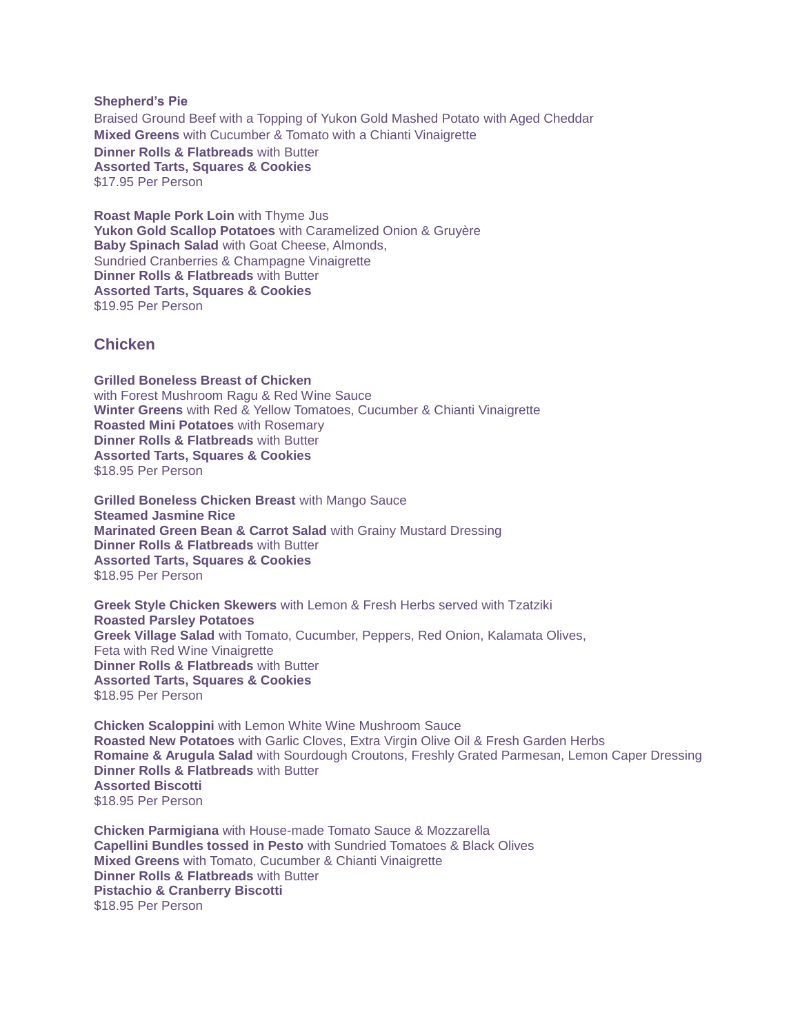**Shepherd's Pie**
Braised Ground Beef with a Topping of Yukon Gold Mashed Potato with Aged Cheddar
**Mixed Greens** with Cucumber & Tomato with a Chianti Vinaigrette
**Dinner Rolls & Flatbreads** with Butter
**Assorted Tarts, Squares & Cookies**
$17.95 Per Person

**Roast Maple Pork Loin** with Thyme Jus
**Yukon Gold Scallop Potatoes** with Caramelized Onion & Gruyère
**Baby Spinach Salad** with Goat Cheese, Almonds,
Sundried Cranberries & Champagne Vinaigrette
**Dinner Rolls & Flatbreads** with Butter
**Assorted Tarts, Squares & Cookies**
$19.95 Per Person

## Chicken

**Grilled Boneless Breast of Chicken**
with Forest Mushroom Ragu & Red Wine Sauce
**Winter Greens** with Red & Yellow Tomatoes, Cucumber & Chianti Vinaigrette
**Roasted Mini Potatoes** with Rosemary
**Dinner Rolls & Flatbreads** with Butter
**Assorted Tarts, Squares & Cookies**
$18.95 Per Person

**Grilled Boneless Chicken Breast** with Mango Sauce
**Steamed Jasmine Rice**
**Marinated Green Bean & Carrot Salad** with Grainy Mustard Dressing
**Dinner Rolls & Flatbreads** with Butter
**Assorted Tarts, Squares & Cookies**
$18.95 Per Person

**Greek Style Chicken Skewers** with Lemon & Fresh Herbs served with Tzatziki
**Roasted Parsley Potatoes**
**Greek Village Salad** with Tomato, Cucumber, Peppers, Red Onion, Kalamata Olives,
Feta with Red Wine Vinaigrette
**Dinner Rolls & Flatbreads** with Butter
**Assorted Tarts, Squares & Cookies**
$18.95 Per Person

**Chicken Scaloppini** with Lemon White Wine Mushroom Sauce
**Roasted New Potatoes** with Garlic Cloves, Extra Virgin Olive Oil & Fresh Garden Herbs
**Romaine & Arugula Salad** with Sourdough Croutons, Freshly Grated Parmesan, Lemon Caper Dressing
**Dinner Rolls & Flatbreads** with Butter
**Assorted Biscotti**
$18.95 Per Person

**Chicken Parmigiana** with House-made Tomato Sauce & Mozzarella
**Capellini Bundles tossed in Pesto** with Sundried Tomatoes & Black Olives
**Mixed Greens** with Tomato, Cucumber & Chianti Vinaigrette
**Dinner Rolls & Flatbreads** with Butter
**Pistachio & Cranberry Biscotti**
$18.95 Per Person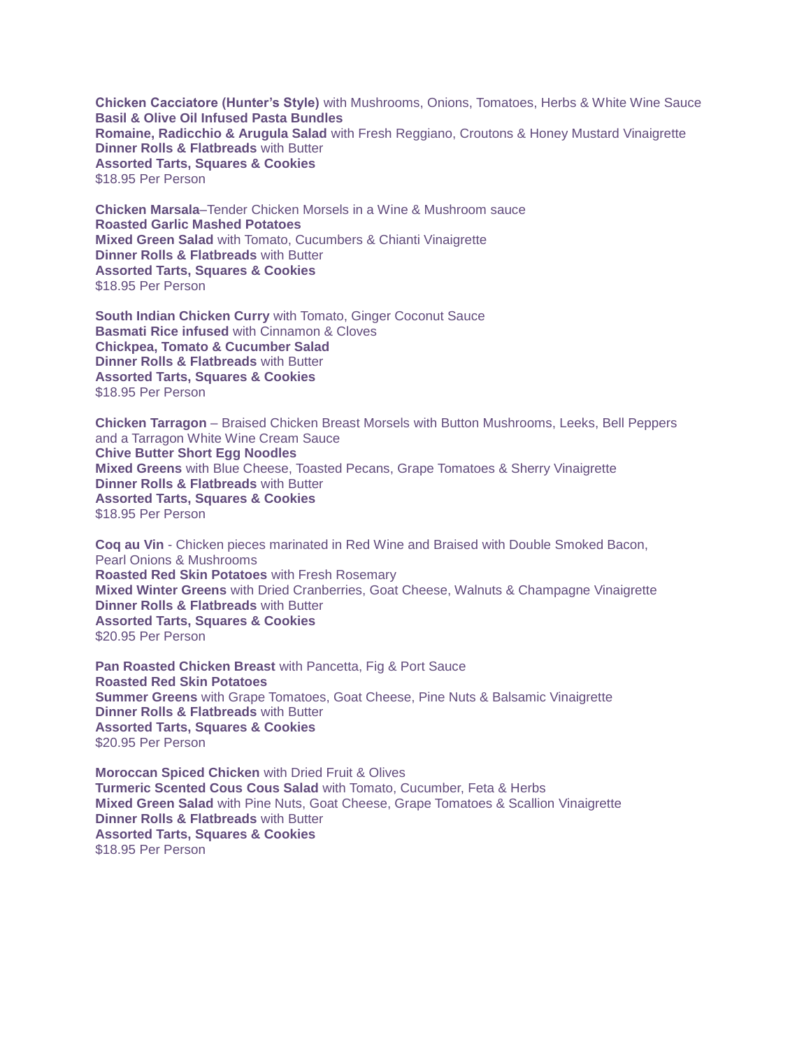**Chicken Cacciatore (Hunter's Style)** with Mushrooms, Onions, Tomatoes, Herbs & White Wine Sauce
**Basil & Olive Oil Infused Pasta Bundles**
**Romaine, Radicchio & Arugula Salad** with Fresh Reggiano, Croutons & Honey Mustard Vinaigrette
**Dinner Rolls & Flatbreads** with Butter
**Assorted Tarts, Squares & Cookies**
$18.95 Per Person

**Chicken Marsala**–Tender Chicken Morsels in a Wine & Mushroom sauce
**Roasted Garlic Mashed Potatoes**
**Mixed Green Salad** with Tomato, Cucumbers & Chianti Vinaigrette
**Dinner Rolls & Flatbreads** with Butter
**Assorted Tarts, Squares & Cookies**
$18.95 Per Person

**South Indian Chicken Curry** with Tomato, Ginger Coconut Sauce
**Basmati Rice infused** with Cinnamon & Cloves
**Chickpea, Tomato & Cucumber Salad**
**Dinner Rolls & Flatbreads** with Butter
**Assorted Tarts, Squares & Cookies**
$18.95 Per Person

**Chicken Tarragon** – Braised Chicken Breast Morsels with Button Mushrooms, Leeks, Bell Peppers and a Tarragon White Wine Cream Sauce
**Chive Butter Short Egg Noodles**
**Mixed Greens** with Blue Cheese, Toasted Pecans, Grape Tomatoes & Sherry Vinaigrette
**Dinner Rolls & Flatbreads** with Butter
**Assorted Tarts, Squares & Cookies**
$18.95 Per Person

**Coq au Vin** - Chicken pieces marinated in Red Wine and Braised with Double Smoked Bacon, Pearl Onions & Mushrooms
**Roasted Red Skin Potatoes** with Fresh Rosemary
**Mixed Winter Greens** with Dried Cranberries, Goat Cheese, Walnuts & Champagne Vinaigrette
**Dinner Rolls & Flatbreads** with Butter
**Assorted Tarts, Squares & Cookies**
$20.95 Per Person

**Pan Roasted Chicken Breast** with Pancetta, Fig & Port Sauce
**Roasted Red Skin Potatoes**
**Summer Greens** with Grape Tomatoes, Goat Cheese, Pine Nuts & Balsamic Vinaigrette
**Dinner Rolls & Flatbreads** with Butter
**Assorted Tarts, Squares & Cookies**
$20.95 Per Person

**Moroccan Spiced Chicken** with Dried Fruit & Olives
**Turmeric Scented Cous Cous Salad** with Tomato, Cucumber, Feta & Herbs
**Mixed Green Salad** with Pine Nuts, Goat Cheese, Grape Tomatoes & Scallion Vinaigrette
**Dinner Rolls & Flatbreads** with Butter
**Assorted Tarts, Squares & Cookies**
$18.95 Per Person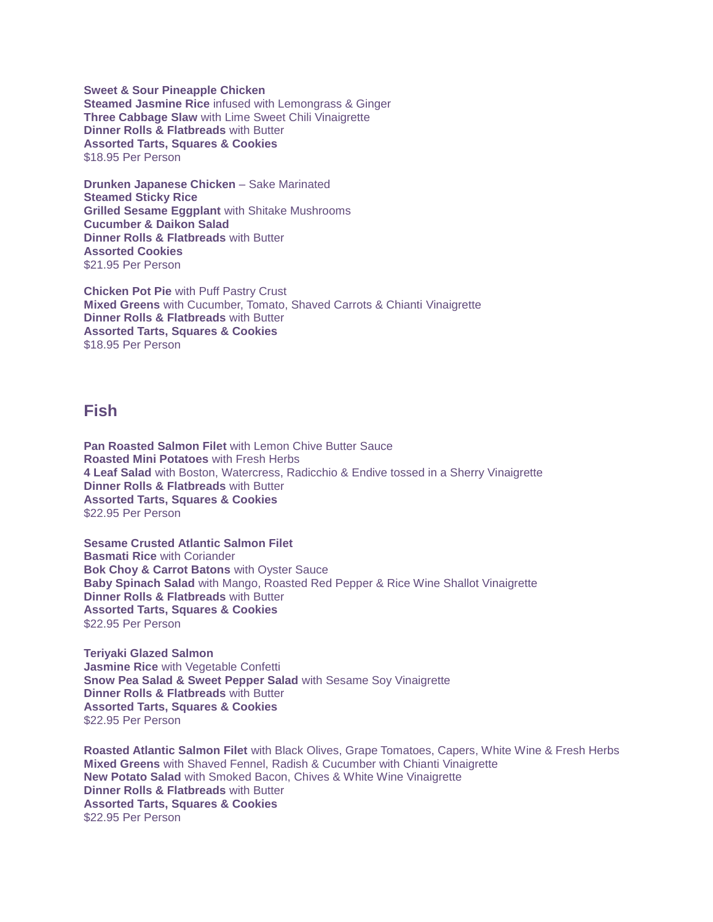**Sweet & Sour Pineapple Chicken**
**Steamed Jasmine Rice** infused with Lemongrass & Ginger
**Three Cabbage Slaw** with Lime Sweet Chili Vinaigrette
**Dinner Rolls & Flatbreads** with Butter
**Assorted Tarts, Squares & Cookies**
$18.95 Per Person

**Drunken Japanese Chicken** – Sake Marinated
**Steamed Sticky Rice**
**Grilled Sesame Eggplant** with Shitake Mushrooms
**Cucumber & Daikon Salad**
**Dinner Rolls & Flatbreads** with Butter
**Assorted Cookies**
$21.95 Per Person

**Chicken Pot Pie** with Puff Pastry Crust
**Mixed Greens** with Cucumber, Tomato, Shaved Carrots & Chianti Vinaigrette
**Dinner Rolls & Flatbreads** with Butter
**Assorted Tarts, Squares & Cookies**
$18.95 Per Person

## Fish

**Pan Roasted Salmon Filet** with Lemon Chive Butter Sauce
**Roasted Mini Potatoes** with Fresh Herbs
**4 Leaf Salad** with Boston, Watercress, Radicchio & Endive tossed in a Sherry Vinaigrette
**Dinner Rolls & Flatbreads** with Butter
**Assorted Tarts, Squares & Cookies**
$22.95 Per Person

**Sesame Crusted Atlantic Salmon Filet**
**Basmati Rice** with Coriander
**Bok Choy & Carrot Batons** with Oyster Sauce
**Baby Spinach Salad** with Mango, Roasted Red Pepper & Rice Wine Shallot Vinaigrette
**Dinner Rolls & Flatbreads** with Butter
**Assorted Tarts, Squares & Cookies**
$22.95 Per Person

**Teriyaki Glazed Salmon**
**Jasmine Rice** with Vegetable Confetti
**Snow Pea Salad & Sweet Pepper Salad** with Sesame Soy Vinaigrette
**Dinner Rolls & Flatbreads** with Butter
**Assorted Tarts, Squares & Cookies**
$22.95 Per Person

**Roasted Atlantic Salmon Filet** with Black Olives, Grape Tomatoes, Capers, White Wine & Fresh Herbs
**Mixed Greens** with Shaved Fennel, Radish & Cucumber with Chianti Vinaigrette
**New Potato Salad** with Smoked Bacon, Chives & White Wine Vinaigrette
**Dinner Rolls & Flatbreads** with Butter
**Assorted Tarts, Squares & Cookies**
$22.95 Per Person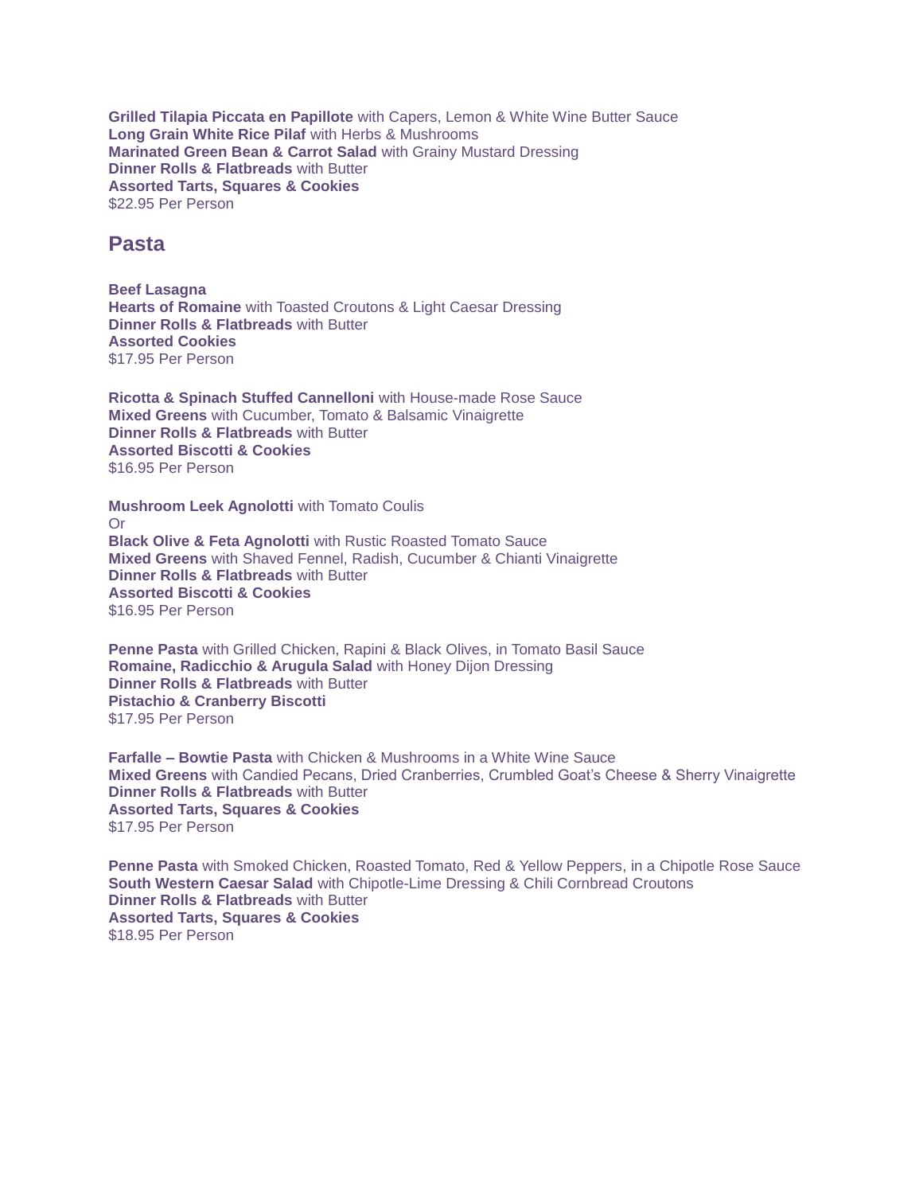**Grilled Tilapia Piccata en Papillote** with Capers, Lemon & White Wine Butter Sauce
**Long Grain White Rice Pilaf** with Herbs & Mushrooms
**Marinated Green Bean & Carrot Salad** with Grainy Mustard Dressing
**Dinner Rolls & Flatbreads** with Butter
**Assorted Tarts, Squares & Cookies**
$22.95 Per Person

## Pasta

**Beef Lasagna**
**Hearts of Romaine** with Toasted Croutons & Light Caesar Dressing
**Dinner Rolls & Flatbreads** with Butter
**Assorted Cookies**
$17.95 Per Person

**Ricotta & Spinach Stuffed Cannelloni** with House-made Rose Sauce
**Mixed Greens** with Cucumber, Tomato & Balsamic Vinaigrette
**Dinner Rolls & Flatbreads** with Butter
**Assorted Biscotti & Cookies**
$16.95 Per Person

**Mushroom Leek Agnolotti** with Tomato Coulis
Or
**Black Olive & Feta Agnolotti** with Rustic Roasted Tomato Sauce
**Mixed Greens** with Shaved Fennel, Radish, Cucumber & Chianti Vinaigrette
**Dinner Rolls & Flatbreads** with Butter
**Assorted Biscotti & Cookies**
$16.95 Per Person

**Penne Pasta** with Grilled Chicken, Rapini & Black Olives, in Tomato Basil Sauce
**Romaine, Radicchio & Arugula Salad** with Honey Dijon Dressing
**Dinner Rolls & Flatbreads** with Butter
**Pistachio & Cranberry Biscotti**
$17.95 Per Person

**Farfalle – Bowtie Pasta** with Chicken & Mushrooms in a White Wine Sauce
**Mixed Greens** with Candied Pecans, Dried Cranberries, Crumbled Goat's Cheese & Sherry Vinaigrette
**Dinner Rolls & Flatbreads** with Butter
**Assorted Tarts, Squares & Cookies**
$17.95 Per Person

**Penne Pasta** with Smoked Chicken, Roasted Tomato, Red & Yellow Peppers, in a Chipotle Rose Sauce
**South Western Caesar Salad** with Chipotle-Lime Dressing & Chili Cornbread Croutons
**Dinner Rolls & Flatbreads** with Butter
**Assorted Tarts, Squares & Cookies**
$18.95 Per Person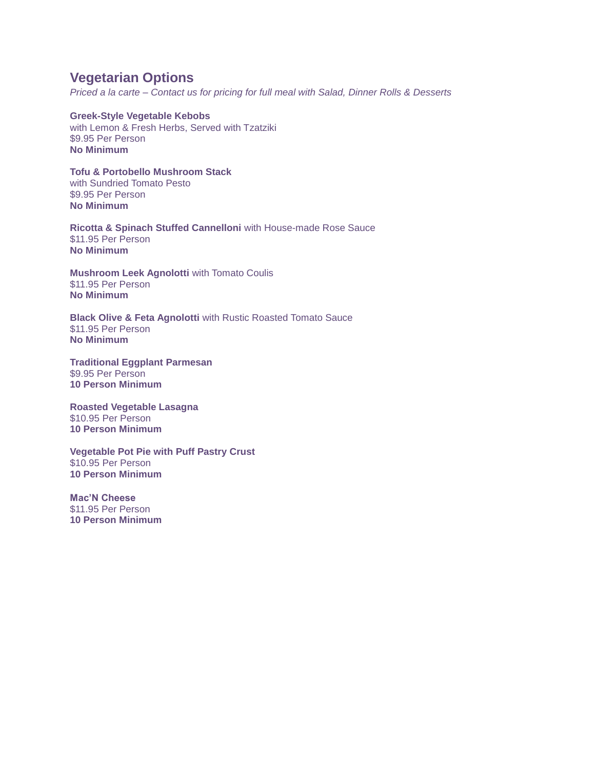## Vegetarian Options

*Priced a la carte – Contact us for pricing for full meal with Salad, Dinner Rolls & Desserts*

**Greek-Style Vegetable Kebobs**
with Lemon & Fresh Herbs, Served with Tzatziki
$9.95 Per Person
**No Minimum**

**Tofu & Portobello Mushroom Stack**
with Sundried Tomato Pesto
$9.95 Per Person
**No Minimum**

**Ricotta & Spinach Stuffed Cannelloni** with House-made Rose Sauce
$11.95 Per Person
**No Minimum**

**Mushroom Leek Agnolotti** with Tomato Coulis
$11.95 Per Person
**No Minimum**

**Black Olive & Feta Agnolotti** with Rustic Roasted Tomato Sauce
$11.95 Per Person
**No Minimum**

**Traditional Eggplant Parmesan**
$9.95 Per Person
**10 Person Minimum**

**Roasted Vegetable Lasagna**
$10.95 Per Person
**10 Person Minimum**

**Vegetable Pot Pie with Puff Pastry Crust**
$10.95 Per Person
**10 Person Minimum**

**Mac'N Cheese**
$11.95 Per Person
**10 Person Minimum**